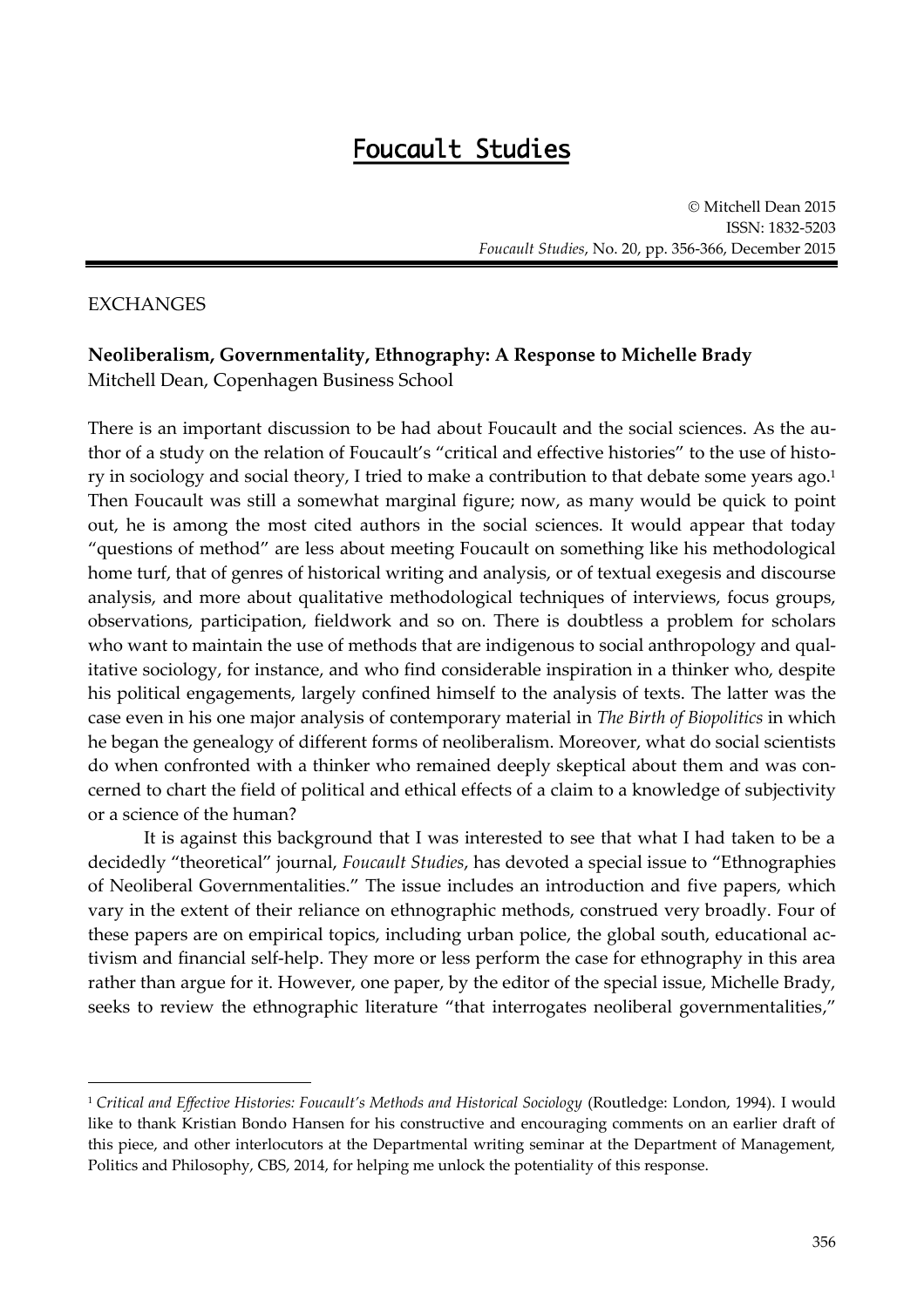# Foucault Studies

© Mitchell Dean 2015
ISSN: 1832-5203
*Foucault Studies*, No. 20, pp. 356-366, December 2015

EXCHANGES

**Neoliberalism, Governmentality, Ethnography: A Response to Michelle Brady**
Mitchell Dean, Copenhagen Business School

There is an important discussion to be had about Foucault and the social sciences. As the author of a study on the relation of Foucault's "critical and effective histories" to the use of history in sociology and social theory, I tried to make a contribution to that debate some years ago.[1] Then Foucault was still a somewhat marginal figure; now, as many would be quick to point out, he is among the most cited authors in the social sciences. It would appear that today "questions of method" are less about meeting Foucault on something like his methodological home turf, that of genres of historical writing and analysis, or of textual exegesis and discourse analysis, and more about qualitative methodological techniques of interviews, focus groups, observations, participation, fieldwork and so on. There is doubtless a problem for scholars who want to maintain the use of methods that are indigenous to social anthropology and qualitative sociology, for instance, and who find considerable inspiration in a thinker who, despite his political engagements, largely confined himself to the analysis of texts. The latter was the case even in his one major analysis of contemporary material in *The Birth of Biopolitics* in which he began the genealogy of different forms of neoliberalism. Moreover, what do social scientists do when confronted with a thinker who remained deeply skeptical about them and was concerned to chart the field of political and ethical effects of a claim to a knowledge of subjectivity or a science of the human?

It is against this background that I was interested to see that what I had taken to be a decidedly "theoretical" journal, *Foucault Studies*, has devoted a special issue to "Ethnographies of Neoliberal Governmentalities." The issue includes an introduction and five papers, which vary in the extent of their reliance on ethnographic methods, construed very broadly. Four of these papers are on empirical topics, including urban police, the global south, educational activism and financial self-help. They more or less perform the case for ethnography in this area rather than argue for it. However, one paper, by the editor of the special issue, Michelle Brady, seeks to review the ethnographic literature "that interrogates neoliberal governmentalities,"

---

[1] *Critical and Effective Histories: Foucault's Methods and Historical Sociology* (Routledge: London, 1994). I would like to thank Kristian Bondo Hansen for his constructive and encouraging comments on an earlier draft of this piece, and other interlocutors at the Departmental writing seminar at the Department of Management, Politics and Philosophy, CBS, 2014, for helping me unlock the potentiality of this response.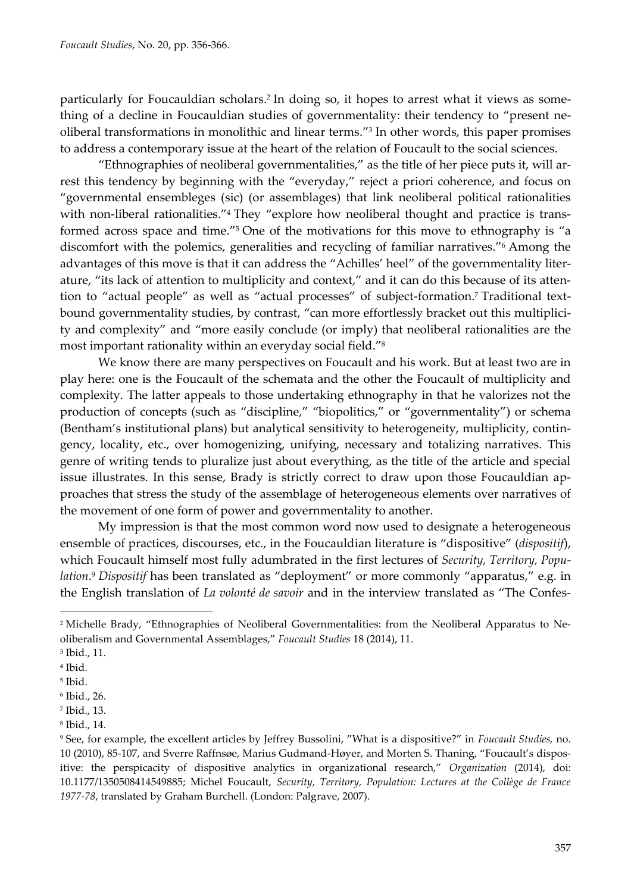particularly for Foucauldian scholars.[2] In doing so, it hopes to arrest what it views as something of a decline in Foucauldian studies of governmentality: their tendency to "present neoliberal transformations in monolithic and linear terms."[3] In other words, this paper promises to address a contemporary issue at the heart of the relation of Foucault to the social sciences.

"Ethnographies of neoliberal governmentalities," as the title of her piece puts it, will arrest this tendency by beginning with the "everyday," reject a priori coherence, and focus on "governmental ensembleges (sic) (or assemblages) that link neoliberal political rationalities with non-liberal rationalities."[4] They "explore how neoliberal thought and practice is transformed across space and time."[5] One of the motivations for this move to ethnography is "a discomfort with the polemics, generalities and recycling of familiar narratives."[6] Among the advantages of this move is that it can address the "Achilles' heel" of the governmentality literature, "its lack of attention to multiplicity and context," and it can do this because of its attention to "actual people" as well as "actual processes" of subject-formation.[7] Traditional text-bound governmentality studies, by contrast, "can more effortlessly bracket out this multiplicity and complexity" and "more easily conclude (or imply) that neoliberal rationalities are the most important rationality within an everyday social field."[8]

We know there are many perspectives on Foucault and his work. But at least two are in play here: one is the Foucault of the schemata and the other the Foucault of multiplicity and complexity. The latter appeals to those undertaking ethnography in that he valorizes not the production of concepts (such as "discipline," "biopolitics," or "governmentality") or schema (Bentham's institutional plans) but analytical sensitivity to heterogeneity, multiplicity, contingency, locality, etc., over homogenizing, unifying, necessary and totalizing narratives. This genre of writing tends to pluralize just about everything, as the title of the article and special issue illustrates. In this sense, Brady is strictly correct to draw upon those Foucauldian approaches that stress the study of the assemblage of heterogeneous elements over narratives of the movement of one form of power and governmentality to another.

My impression is that the most common word now used to designate a heterogeneous ensemble of practices, discourses, etc., in the Foucauldian literature is "dispositive" (*dispositif*), which Foucault himself most fully adumbrated in the first lectures of *Security, Territory, Population*.[9] *Dispositif* has been translated as "deployment" or more commonly "apparatus," e.g. in the English translation of *La volonté de savoir* and in the interview translated as "The Confes-

---

[2] Michelle Brady, "Ethnographies of Neoliberal Governmentalities: from the Neoliberal Apparatus to Neoliberalism and Governmental Assemblages," *Foucault Studies* 18 (2014), 11.

[3] Ibid., 11.

[4] Ibid.

[5] Ibid.

[6] Ibid., 26.

[7] Ibid., 13.

[8] Ibid., 14.

[9] See, for example, the excellent articles by Jeffrey Bussolini, "What is a dispositive?" in *Foucault Studies,* no. 10 (2010), 85-107, and Sverre Raffnsøe, Marius Gudmand-Høyer, and Morten S. Thaning, "Foucault's dispositive: the perspicacity of dispositive analytics in organizational research," *Organization* (2014), doi: 10.1177/1350508414549885; Michel Foucault, *Security, Territory, Population: Lectures at the Collège de France 1977-78*, translated by Graham Burchell. (London: Palgrave, 2007).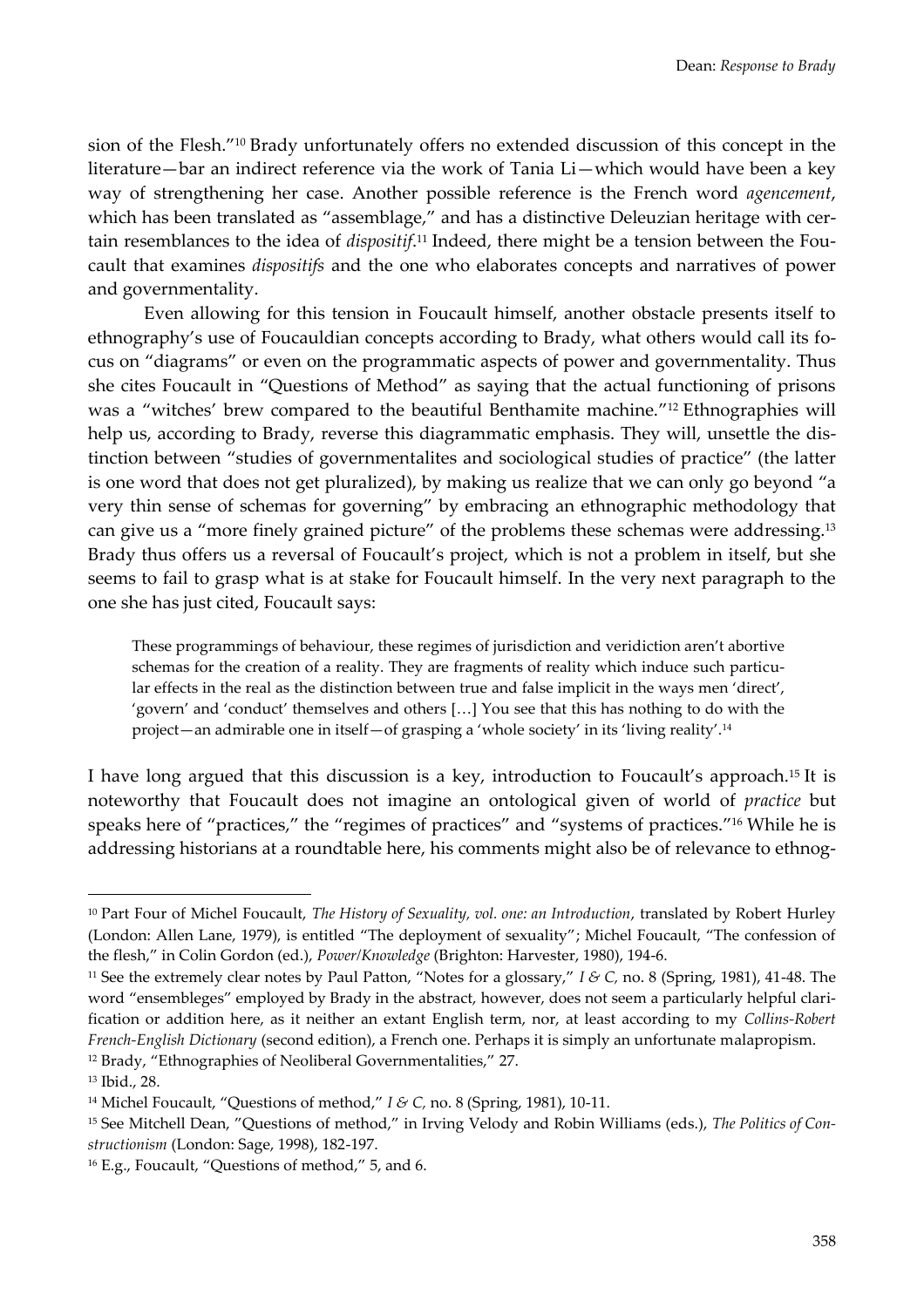sion of the Flesh."[10] Brady unfortunately offers no extended discussion of this concept in the literature—bar an indirect reference via the work of Tania Li—which would have been a key way of strengthening her case. Another possible reference is the French word *agencement*, which has been translated as "assemblage," and has a distinctive Deleuzian heritage with certain resemblances to the idea of *dispositif*.[11] Indeed, there might be a tension between the Foucault that examines *dispositifs* and the one who elaborates concepts and narratives of power and governmentality.

Even allowing for this tension in Foucault himself, another obstacle presents itself to ethnography's use of Foucauldian concepts according to Brady, what others would call its focus on "diagrams" or even on the programmatic aspects of power and governmentality. Thus she cites Foucault in "Questions of Method" as saying that the actual functioning of prisons was a "witches' brew compared to the beautiful Benthamite machine."[12] Ethnographies will help us, according to Brady, reverse this diagrammatic emphasis. They will, unsettle the distinction between "studies of governmentalites and sociological studies of practice" (the latter is one word that does not get pluralized), by making us realize that we can only go beyond "a very thin sense of schemas for governing" by embracing an ethnographic methodology that can give us a "more finely grained picture" of the problems these schemas were addressing.[13] Brady thus offers us a reversal of Foucault's project, which is not a problem in itself, but she seems to fail to grasp what is at stake for Foucault himself. In the very next paragraph to the one she has just cited, Foucault says:

> These programmings of behaviour, these regimes of jurisdiction and veridiction aren't abortive schemas for the creation of a reality. They are fragments of reality which induce such particular effects in the real as the distinction between true and false implicit in the ways men 'direct', 'govern' and 'conduct' themselves and others […] You see that this has nothing to do with the project—an admirable one in itself—of grasping a 'whole society' in its 'living reality'.[14]

I have long argued that this discussion is a key, introduction to Foucault's approach.[15] It is noteworthy that Foucault does not imagine an ontological given of world of *practice* but speaks here of "practices," the "regimes of practices" and "systems of practices."[16] While he is addressing historians at a roundtable here, his comments might also be of relevance to ethnog-

---

[10] Part Four of Michel Foucault, *The History of Sexuality, vol. one: an Introduction*, translated by Robert Hurley (London: Allen Lane, 1979), is entitled "The deployment of sexuality"; Michel Foucault, "The confession of the flesh," in Colin Gordon (ed.), *Power/Knowledge* (Brighton: Harvester, 1980), 194-6.

[11] See the extremely clear notes by Paul Patton, "Notes for a glossary," *I & C,* no. 8 (Spring, 1981), 41-48. The word "ensembleges" employed by Brady in the abstract, however, does not seem a particularly helpful clarification or addition here, as it neither an extant English term, nor, at least according to my *Collins-Robert French-English Dictionary* (second edition), a French one. Perhaps it is simply an unfortunate malapropism.

[12] Brady, "Ethnographies of Neoliberal Governmentalities," 27.

[13] Ibid., 28.

[14] Michel Foucault, "Questions of method," *I & C,* no. 8 (Spring, 1981), 10-11.

[15] See Mitchell Dean, "Questions of method," in Irving Velody and Robin Williams (eds.), *The Politics of Constructionism* (London: Sage, 1998), 182-197.

[16] E.g., Foucault, "Questions of method," 5, and 6.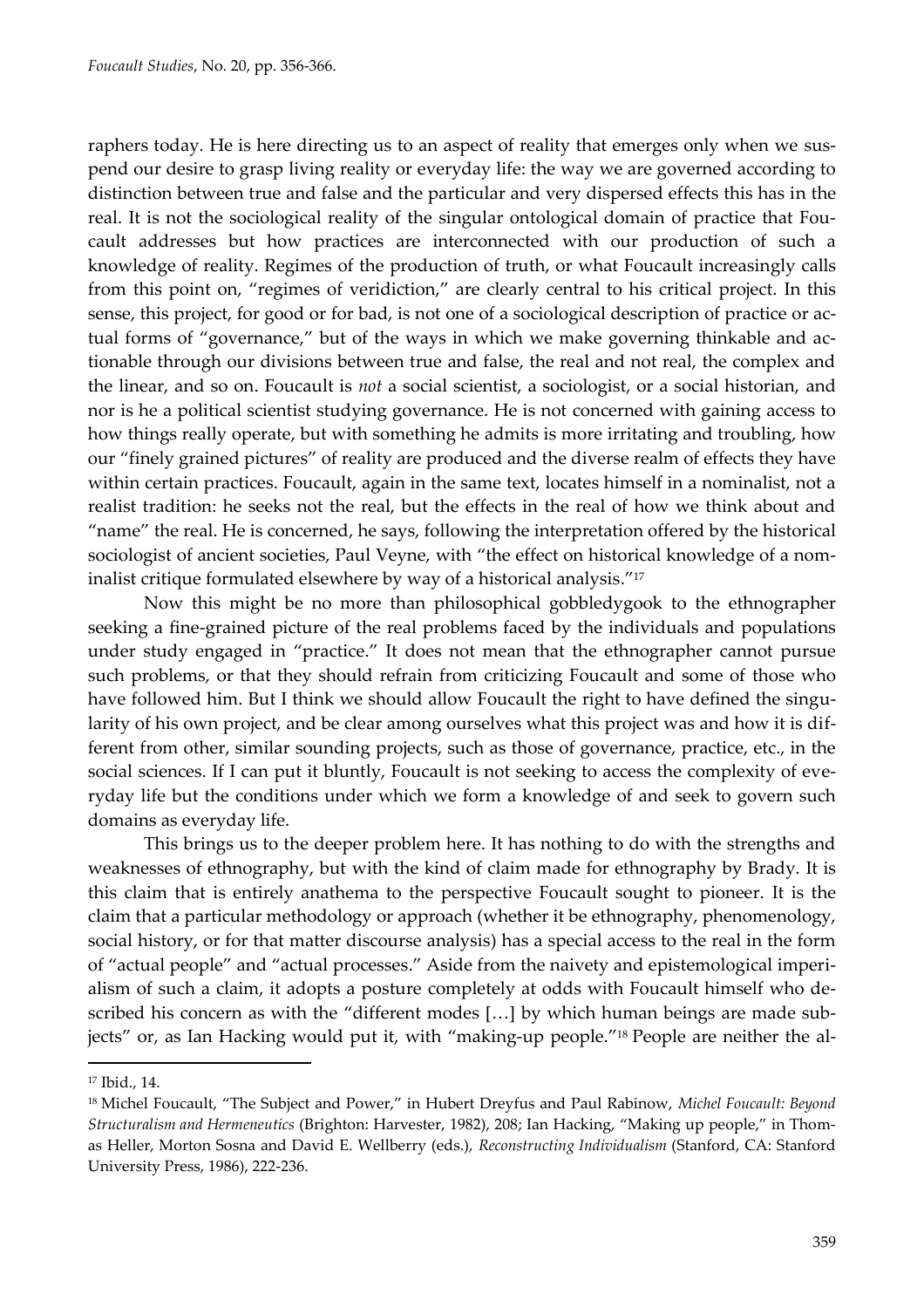raphers today. He is here directing us to an aspect of reality that emerges only when we suspend our desire to grasp living reality or everyday life: the way we are governed according to distinction between true and false and the particular and very dispersed effects this has in the real. It is not the sociological reality of the singular ontological domain of practice that Foucault addresses but how practices are interconnected with our production of such a knowledge of reality. Regimes of the production of truth, or what Foucault increasingly calls from this point on, "regimes of veridiction," are clearly central to his critical project. In this sense, this project, for good or for bad, is not one of a sociological description of practice or actual forms of "governance," but of the ways in which we make governing thinkable and actionable through our divisions between true and false, the real and not real, the complex and the linear, and so on. Foucault is *not* a social scientist, a sociologist, or a social historian, and nor is he a political scientist studying governance. He is not concerned with gaining access to how things really operate, but with something he admits is more irritating and troubling, how our "finely grained pictures" of reality are produced and the diverse realm of effects they have within certain practices. Foucault, again in the same text, locates himself in a nominalist, not a realist tradition: he seeks not the real, but the effects in the real of how we think about and "name" the real. He is concerned, he says, following the interpretation offered by the historical sociologist of ancient societies, Paul Veyne, with "the effect on historical knowledge of a nominalist critique formulated elsewhere by way of a historical analysis."[17]

Now this might be no more than philosophical gobbledygook to the ethnographer seeking a fine-grained picture of the real problems faced by the individuals and populations under study engaged in "practice." It does not mean that the ethnographer cannot pursue such problems, or that they should refrain from criticizing Foucault and some of those who have followed him. But I think we should allow Foucault the right to have defined the singularity of his own project, and be clear among ourselves what this project was and how it is different from other, similar sounding projects, such as those of governance, practice, etc., in the social sciences. If I can put it bluntly, Foucault is not seeking to access the complexity of everyday life but the conditions under which we form a knowledge of and seek to govern such domains as everyday life.

This brings us to the deeper problem here. It has nothing to do with the strengths and weaknesses of ethnography, but with the kind of claim made for ethnography by Brady. It is this claim that is entirely anathema to the perspective Foucault sought to pioneer. It is the claim that a particular methodology or approach (whether it be ethnography, phenomenology, social history, or for that matter discourse analysis) has a special access to the real in the form of "actual people" and "actual processes." Aside from the naivety and epistemological imperialism of such a claim, it adopts a posture completely at odds with Foucault himself who described his concern as with the "different modes […] by which human beings are made subjects" or, as Ian Hacking would put it, with "making-up people."[18] People are neither the al-

---

[17] Ibid., 14.

[18] Michel Foucault, "The Subject and Power," in Hubert Dreyfus and Paul Rabinow, *Michel Foucault: Beyond Structuralism and Hermeneutics* (Brighton: Harvester, 1982), 208; Ian Hacking, "Making up people," in Thomas Heller, Morton Sosna and David E. Wellberry (eds.), *Reconstructing Individualism* (Stanford, CA: Stanford University Press, 1986), 222-236.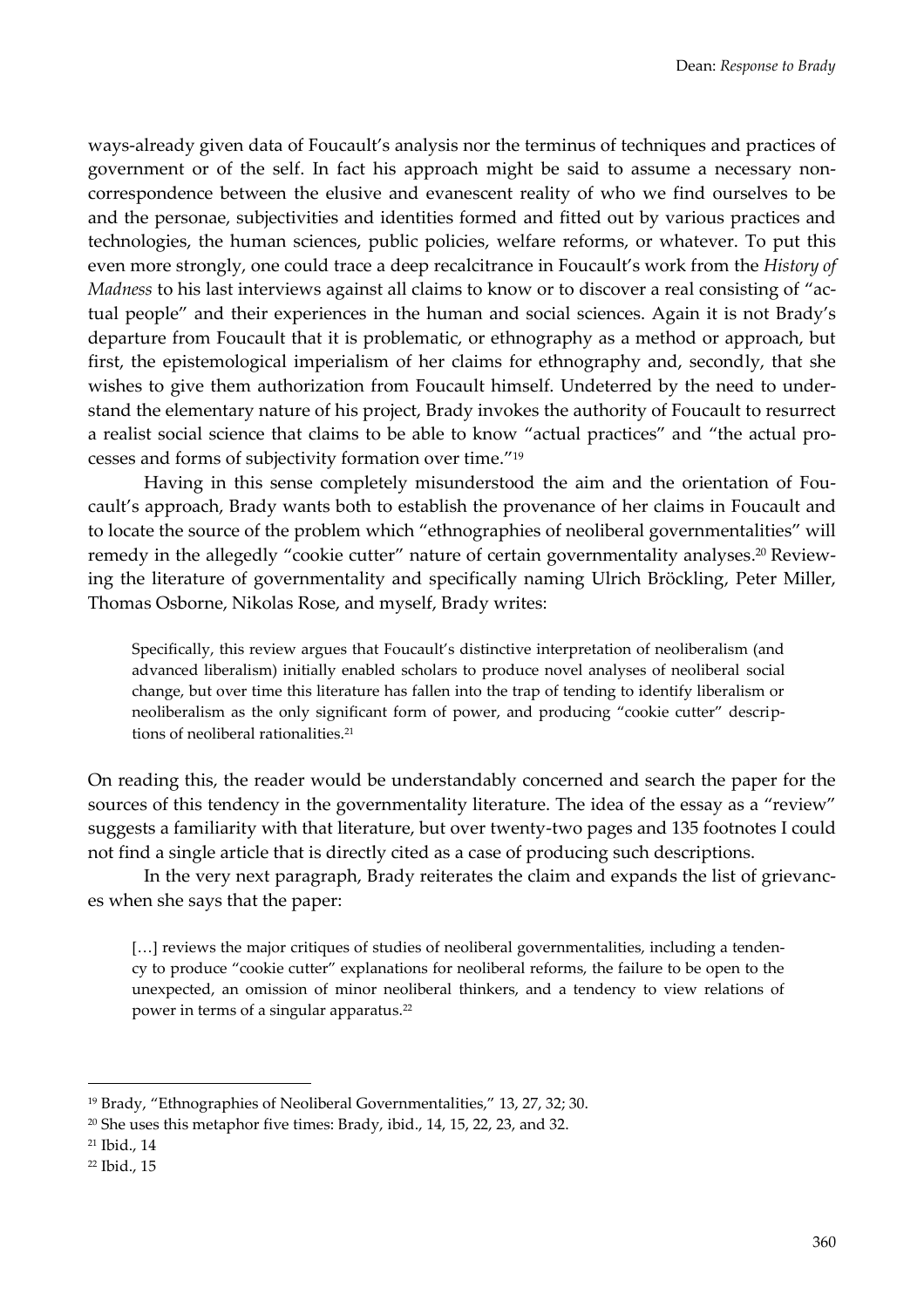ways-already given data of Foucault's analysis nor the terminus of techniques and practices of government or of the self. In fact his approach might be said to assume a necessary non-correspondence between the elusive and evanescent reality of who we find ourselves to be and the personae, subjectivities and identities formed and fitted out by various practices and technologies, the human sciences, public policies, welfare reforms, or whatever. To put this even more strongly, one could trace a deep recalcitrance in Foucault's work from the *History of Madness* to his last interviews against all claims to know or to discover a real consisting of "actual people" and their experiences in the human and social sciences. Again it is not Brady's departure from Foucault that it is problematic, or ethnography as a method or approach, but first, the epistemological imperialism of her claims for ethnography and, secondly, that she wishes to give them authorization from Foucault himself. Undeterred by the need to understand the elementary nature of his project, Brady invokes the authority of Foucault to resurrect a realist social science that claims to be able to know "actual practices" and "the actual processes and forms of subjectivity formation over time."[19]

Having in this sense completely misunderstood the aim and the orientation of Foucault's approach, Brady wants both to establish the provenance of her claims in Foucault and to locate the source of the problem which "ethnographies of neoliberal governmentalities" will remedy in the allegedly "cookie cutter" nature of certain governmentality analyses.[20] Reviewing the literature of governmentality and specifically naming Ulrich Bröckling, Peter Miller, Thomas Osborne, Nikolas Rose, and myself, Brady writes:

> Specifically, this review argues that Foucault's distinctive interpretation of neoliberalism (and advanced liberalism) initially enabled scholars to produce novel analyses of neoliberal social change, but over time this literature has fallen into the trap of tending to identify liberalism or neoliberalism as the only significant form of power, and producing "cookie cutter" descriptions of neoliberal rationalities.[21]

On reading this, the reader would be understandably concerned and search the paper for the sources of this tendency in the governmentality literature. The idea of the essay as a "review" suggests a familiarity with that literature, but over twenty-two pages and 135 footnotes I could not find a single article that is directly cited as a case of producing such descriptions.

In the very next paragraph, Brady reiterates the claim and expands the list of grievances when she says that the paper:

> […] reviews the major critiques of studies of neoliberal governmentalities, including a tendency to produce "cookie cutter" explanations for neoliberal reforms, the failure to be open to the unexpected, an omission of minor neoliberal thinkers, and a tendency to view relations of power in terms of a singular apparatus.[22]

---

[19] Brady, "Ethnographies of Neoliberal Governmentalities," 13, 27, 32; 30.

[20] She uses this metaphor five times: Brady, ibid., 14, 15, 22, 23, and 32.

[21] Ibid., 14

[22] Ibid., 15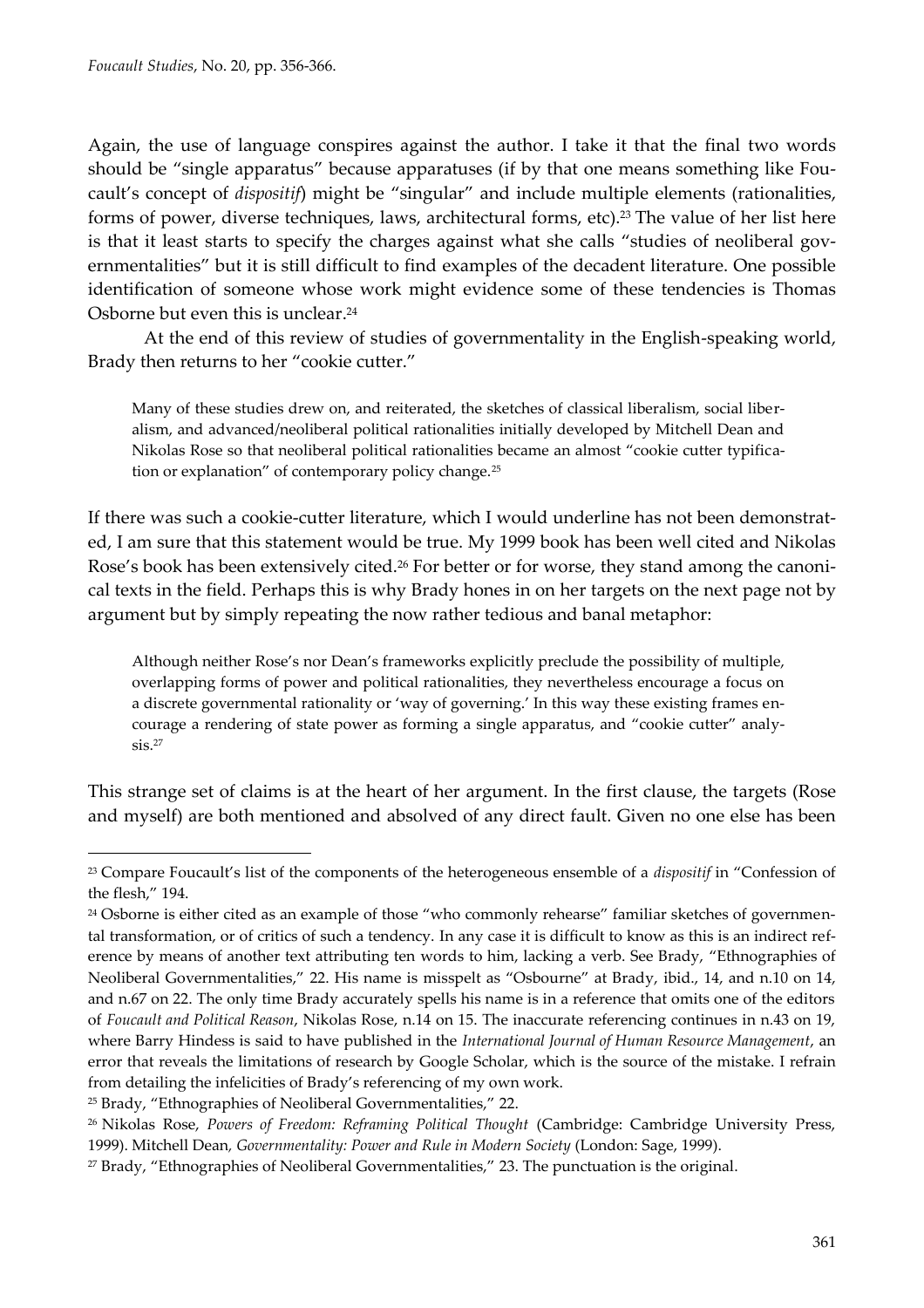Again, the use of language conspires against the author. I take it that the final two words should be "single apparatus" because apparatuses (if by that one means something like Foucault's concept of *dispositif*) might be "singular" and include multiple elements (rationalities, forms of power, diverse techniques, laws, architectural forms, etc).[23] The value of her list here is that it least starts to specify the charges against what she calls "studies of neoliberal governmentalities" but it is still difficult to find examples of the decadent literature. One possible identification of someone whose work might evidence some of these tendencies is Thomas Osborne but even this is unclear.[24]

At the end of this review of studies of governmentality in the English-speaking world, Brady then returns to her "cookie cutter."

> Many of these studies drew on, and reiterated, the sketches of classical liberalism, social liberalism, and advanced/neoliberal political rationalities initially developed by Mitchell Dean and Nikolas Rose so that neoliberal political rationalities became an almost "cookie cutter typification or explanation" of contemporary policy change.[25]

If there was such a cookie-cutter literature, which I would underline has not been demonstrated, I am sure that this statement would be true. My 1999 book has been well cited and Nikolas Rose's book has been extensively cited.[26] For better or for worse, they stand among the canonical texts in the field. Perhaps this is why Brady hones in on her targets on the next page not by argument but by simply repeating the now rather tedious and banal metaphor:

> Although neither Rose's nor Dean's frameworks explicitly preclude the possibility of multiple, overlapping forms of power and political rationalities, they nevertheless encourage a focus on a discrete governmental rationality or 'way of governing.' In this way these existing frames encourage a rendering of state power as forming a single apparatus, and "cookie cutter" analysis.[27]

This strange set of claims is at the heart of her argument. In the first clause, the targets (Rose and myself) are both mentioned and absolved of any direct fault. Given no one else has been

---

[23] Compare Foucault's list of the components of the heterogeneous ensemble of a *dispositif* in "Confession of the flesh," 194.

[24] Osborne is either cited as an example of those "who commonly rehearse" familiar sketches of governmental transformation, or of critics of such a tendency. In any case it is difficult to know as this is an indirect reference by means of another text attributing ten words to him, lacking a verb. See Brady, "Ethnographies of Neoliberal Governmentalities," 22. His name is misspelt as "Osbourne" at Brady, ibid., 14, and n.10 on 14, and n.67 on 22. The only time Brady accurately spells his name is in a reference that omits one of the editors of *Foucault and Political Reason*, Nikolas Rose, n.14 on 15. The inaccurate referencing continues in n.43 on 19, where Barry Hindess is said to have published in the *International Journal of Human Resource Management*, an error that reveals the limitations of research by Google Scholar, which is the source of the mistake. I refrain from detailing the infelicities of Brady's referencing of my own work.

[25] Brady, "Ethnographies of Neoliberal Governmentalities," 22.

[26] Nikolas Rose, *Powers of Freedom: Reframing Political Thought* (Cambridge: Cambridge University Press, 1999). Mitchell Dean, *Governmentality: Power and Rule in Modern Society* (London: Sage, 1999).

[27] Brady, "Ethnographies of Neoliberal Governmentalities," 23. The punctuation is the original.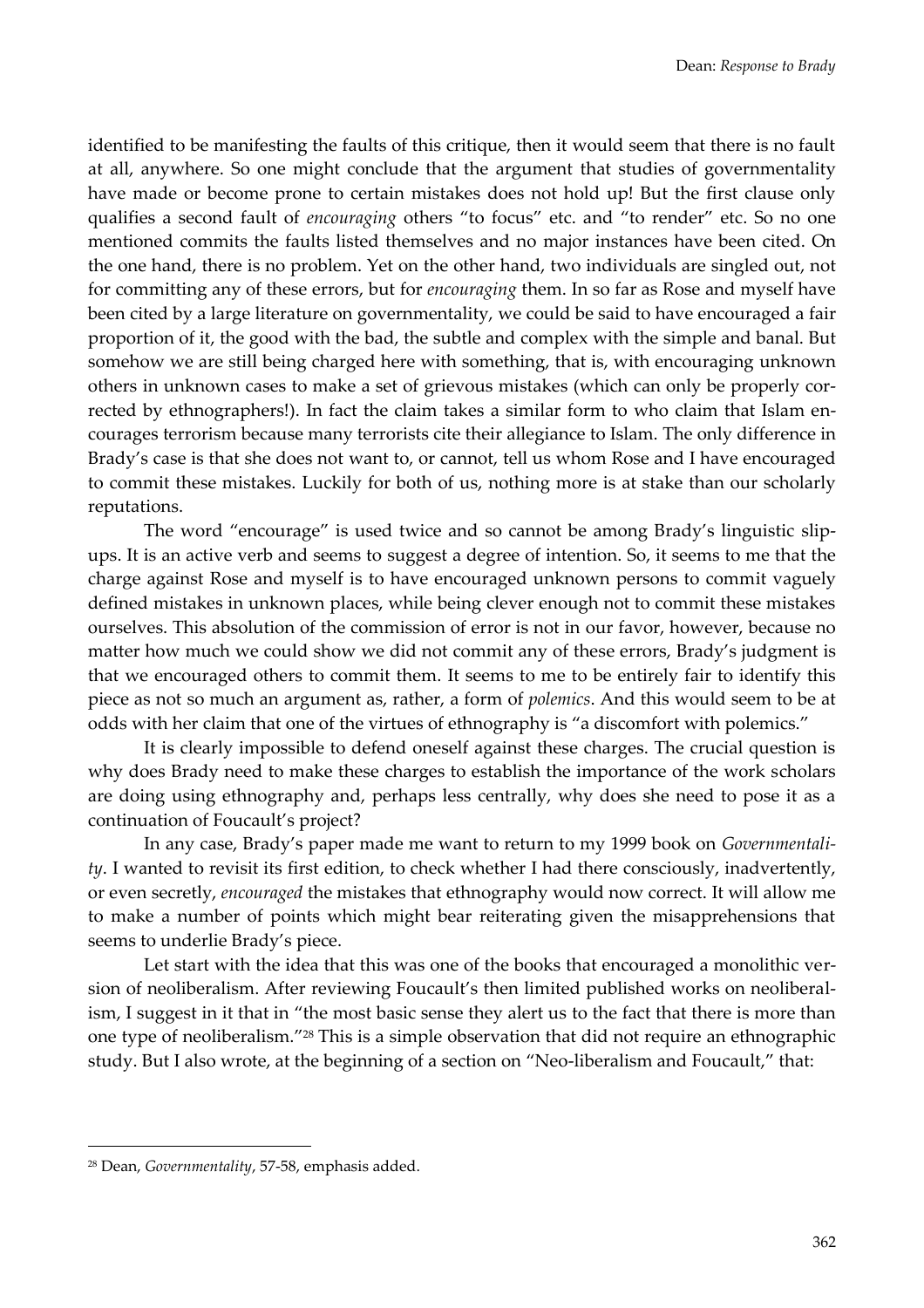identified to be manifesting the faults of this critique, then it would seem that there is no fault at all, anywhere. So one might conclude that the argument that studies of governmentality have made or become prone to certain mistakes does not hold up! But the first clause only qualifies a second fault of *encouraging* others "to focus" etc. and "to render" etc. So no one mentioned commits the faults listed themselves and no major instances have been cited. On the one hand, there is no problem. Yet on the other hand, two individuals are singled out, not for committing any of these errors, but for *encouraging* them. In so far as Rose and myself have been cited by a large literature on governmentality, we could be said to have encouraged a fair proportion of it, the good with the bad, the subtle and complex with the simple and banal. But somehow we are still being charged here with something, that is, with encouraging unknown others in unknown cases to make a set of grievous mistakes (which can only be properly corrected by ethnographers!). In fact the claim takes a similar form to who claim that Islam encourages terrorism because many terrorists cite their allegiance to Islam. The only difference in Brady's case is that she does not want to, or cannot, tell us whom Rose and I have encouraged to commit these mistakes. Luckily for both of us, nothing more is at stake than our scholarly reputations.

The word "encourage" is used twice and so cannot be among Brady's linguistic slip-ups. It is an active verb and seems to suggest a degree of intention. So, it seems to me that the charge against Rose and myself is to have encouraged unknown persons to commit vaguely defined mistakes in unknown places, while being clever enough not to commit these mistakes ourselves. This absolution of the commission of error is not in our favor, however, because no matter how much we could show we did not commit any of these errors, Brady's judgment is that we encouraged others to commit them. It seems to me to be entirely fair to identify this piece as not so much an argument as, rather, a form of *polemics*. And this would seem to be at odds with her claim that one of the virtues of ethnography is "a discomfort with polemics."

It is clearly impossible to defend oneself against these charges. The crucial question is why does Brady need to make these charges to establish the importance of the work scholars are doing using ethnography and, perhaps less centrally, why does she need to pose it as a continuation of Foucault's project?

In any case, Brady's paper made me want to return to my 1999 book on *Governmentality*. I wanted to revisit its first edition, to check whether I had there consciously, inadvertently, or even secretly, *encouraged* the mistakes that ethnography would now correct. It will allow me to make a number of points which might bear reiterating given the misapprehensions that seems to underlie Brady's piece.

Let start with the idea that this was one of the books that encouraged a monolithic version of neoliberalism. After reviewing Foucault's then limited published works on neoliberalism, I suggest in it that in "the most basic sense they alert us to the fact that there is more than one type of neoliberalism."[28] This is a simple observation that did not require an ethnographic study. But I also wrote, at the beginning of a section on "Neo-liberalism and Foucault," that:

[28] Dean, *Governmentality*, 57-58, emphasis added.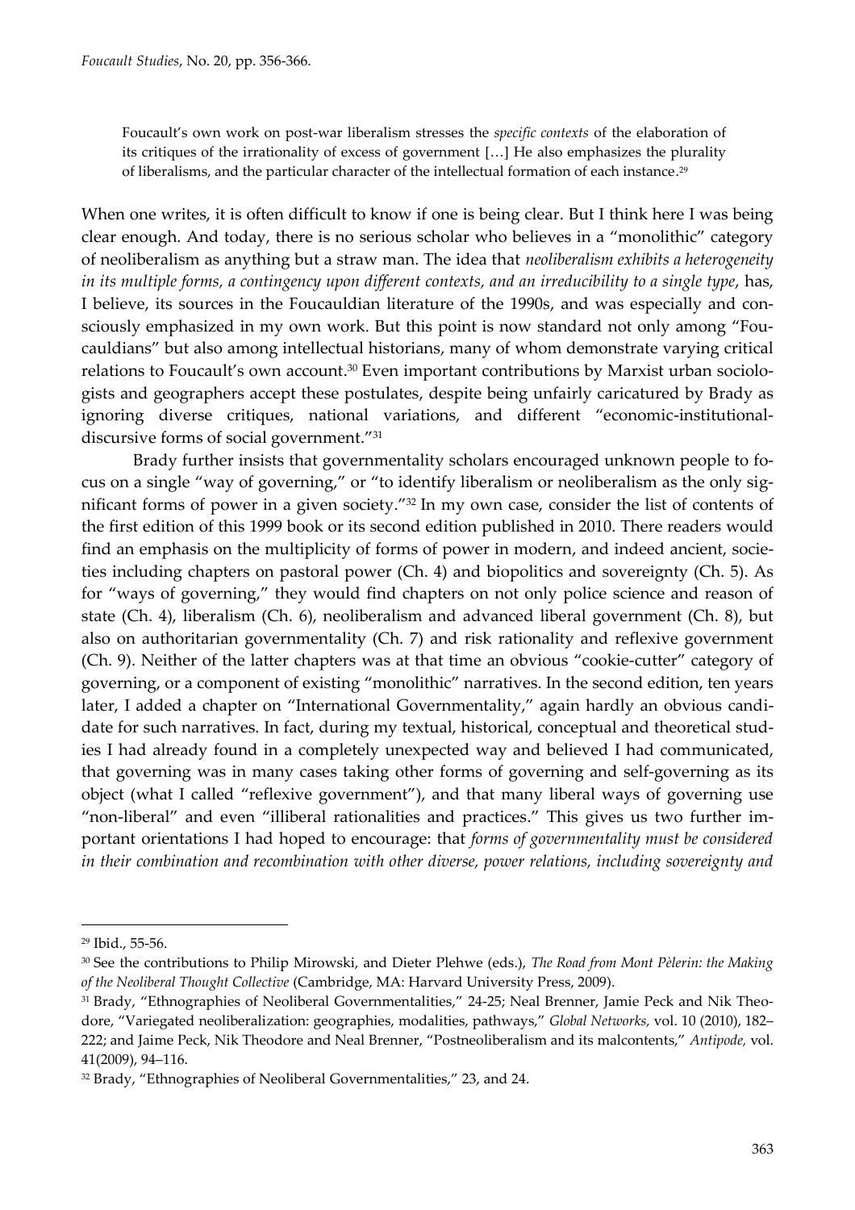> Foucault's own work on post-war liberalism stresses the *specific contexts* of the elaboration of its critiques of the irrationality of excess of government […] He also emphasizes the plurality of liberalisms, and the particular character of the intellectual formation of each instance.[29]

When one writes, it is often difficult to know if one is being clear. But I think here I was being clear enough. And today, there is no serious scholar who believes in a "monolithic" category of neoliberalism as anything but a straw man. The idea that *neoliberalism exhibits a heterogeneity in its multiple forms, a contingency upon different contexts, and an irreducibility to a single type*, has, I believe, its sources in the Foucauldian literature of the 1990s, and was especially and consciously emphasized in my own work. But this point is now standard not only among "Foucauldians" but also among intellectual historians, many of whom demonstrate varying critical relations to Foucault's own account.[30] Even important contributions by Marxist urban sociologists and geographers accept these postulates, despite being unfairly caricatured by Brady as ignoring diverse critiques, national variations, and different "economic-institutional-discursive forms of social government."[31]

Brady further insists that governmentality scholars encouraged unknown people to focus on a single "way of governing," or "to identify liberalism or neoliberalism as the only significant forms of power in a given society."[32] In my own case, consider the list of contents of the first edition of this 1999 book or its second edition published in 2010. There readers would find an emphasis on the multiplicity of forms of power in modern, and indeed ancient, societies including chapters on pastoral power (Ch. 4) and biopolitics and sovereignty (Ch. 5). As for "ways of governing," they would find chapters on not only police science and reason of state (Ch. 4), liberalism (Ch. 6), neoliberalism and advanced liberal government (Ch. 8), but also on authoritarian governmentality (Ch. 7) and risk rationality and reflexive government (Ch. 9). Neither of the latter chapters was at that time an obvious "cookie-cutter" category of governing, or a component of existing "monolithic" narratives. In the second edition, ten years later, I added a chapter on "International Governmentality," again hardly an obvious candidate for such narratives. In fact, during my textual, historical, conceptual and theoretical studies I had already found in a completely unexpected way and believed I had communicated, that governing was in many cases taking other forms of governing and self-governing as its object (what I called "reflexive government"), and that many liberal ways of governing use "non-liberal" and even "illiberal rationalities and practices." This gives us two further important orientations I had hoped to encourage: that *forms of governmentality must be considered in their combination and recombination with other diverse, power relations, including sovereignty and*

---

[29] Ibid., 55-56.

[30] See the contributions to Philip Mirowski, and Dieter Plehwe (eds.), *The Road from Mont Pèlerin: the Making of the Neoliberal Thought Collective* (Cambridge, MA: Harvard University Press, 2009).

[31] Brady, "Ethnographies of Neoliberal Governmentalities," 24-25; Neal Brenner, Jamie Peck and Nik Theodore, "Variegated neoliberalization: geographies, modalities, pathways," *Global Networks,* vol. 10 (2010), 182–222; and Jaime Peck, Nik Theodore and Neal Brenner, "Postneoliberalism and its malcontents," *Antipode,* vol. 41(2009), 94–116.

[32] Brady, "Ethnographies of Neoliberal Governmentalities," 23, and 24.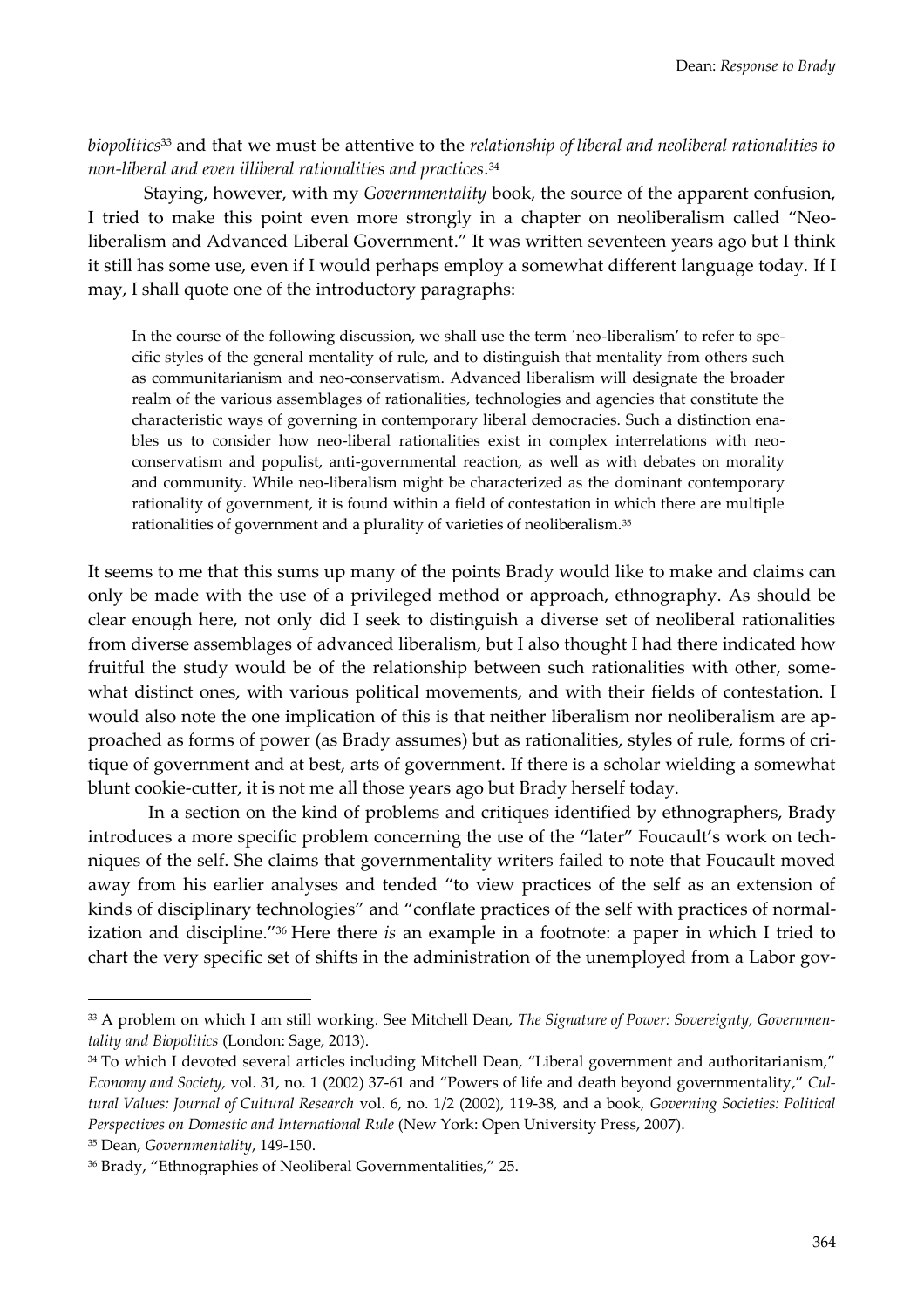*biopolitics*[33] and that we must be attentive to the *relationship of liberal and neoliberal rationalities to non-liberal and even illiberal rationalities and practices*.[34]

Staying, however, with my *Governmentality* book, the source of the apparent confusion, I tried to make this point even more strongly in a chapter on neoliberalism called "Neoliberalism and Advanced Liberal Government." It was written seventeen years ago but I think it still has some use, even if I would perhaps employ a somewhat different language today. If I may, I shall quote one of the introductory paragraphs:

> In the course of the following discussion, we shall use the term ´neo-liberalism' to refer to specific styles of the general mentality of rule, and to distinguish that mentality from others such as communitarianism and neo-conservatism. Advanced liberalism will designate the broader realm of the various assemblages of rationalities, technologies and agencies that constitute the characteristic ways of governing in contemporary liberal democracies. Such a distinction enables us to consider how neo-liberal rationalities exist in complex interrelations with neo-conservatism and populist, anti-governmental reaction, as well as with debates on morality and community. While neo-liberalism might be characterized as the dominant contemporary rationality of government, it is found within a field of contestation in which there are multiple rationalities of government and a plurality of varieties of neoliberalism.[35]

It seems to me that this sums up many of the points Brady would like to make and claims can only be made with the use of a privileged method or approach, ethnography. As should be clear enough here, not only did I seek to distinguish a diverse set of neoliberal rationalities from diverse assemblages of advanced liberalism, but I also thought I had there indicated how fruitful the study would be of the relationship between such rationalities with other, somewhat distinct ones, with various political movements, and with their fields of contestation. I would also note the one implication of this is that neither liberalism nor neoliberalism are approached as forms of power (as Brady assumes) but as rationalities, styles of rule, forms of critique of government and at best, arts of government. If there is a scholar wielding a somewhat blunt cookie-cutter, it is not me all those years ago but Brady herself today.

In a section on the kind of problems and critiques identified by ethnographers, Brady introduces a more specific problem concerning the use of the "later" Foucault's work on techniques of the self. She claims that governmentality writers failed to note that Foucault moved away from his earlier analyses and tended "to view practices of the self as an extension of kinds of disciplinary technologies" and "conflate practices of the self with practices of normalization and discipline."[36] Here there *is* an example in a footnote: a paper in which I tried to chart the very specific set of shifts in the administration of the unemployed from a Labor gov-

---

[33] A problem on which I am still working. See Mitchell Dean, *The Signature of Power: Sovereignty, Governmentality and Biopolitics* (London: Sage, 2013).

[34] To which I devoted several articles including Mitchell Dean, "Liberal government and authoritarianism," *Economy and Society,* vol. 31, no. 1 (2002) 37-61 and "Powers of life and death beyond governmentality," *Cultural Values: Journal of Cultural Research* vol. 6, no. 1/2 (2002), 119-38, and a book, *Governing Societies: Political Perspectives on Domestic and International Rule* (New York: Open University Press, 2007).

[35] Dean, *Governmentality*, 149-150.

[36] Brady, "Ethnographies of Neoliberal Governmentalities," 25.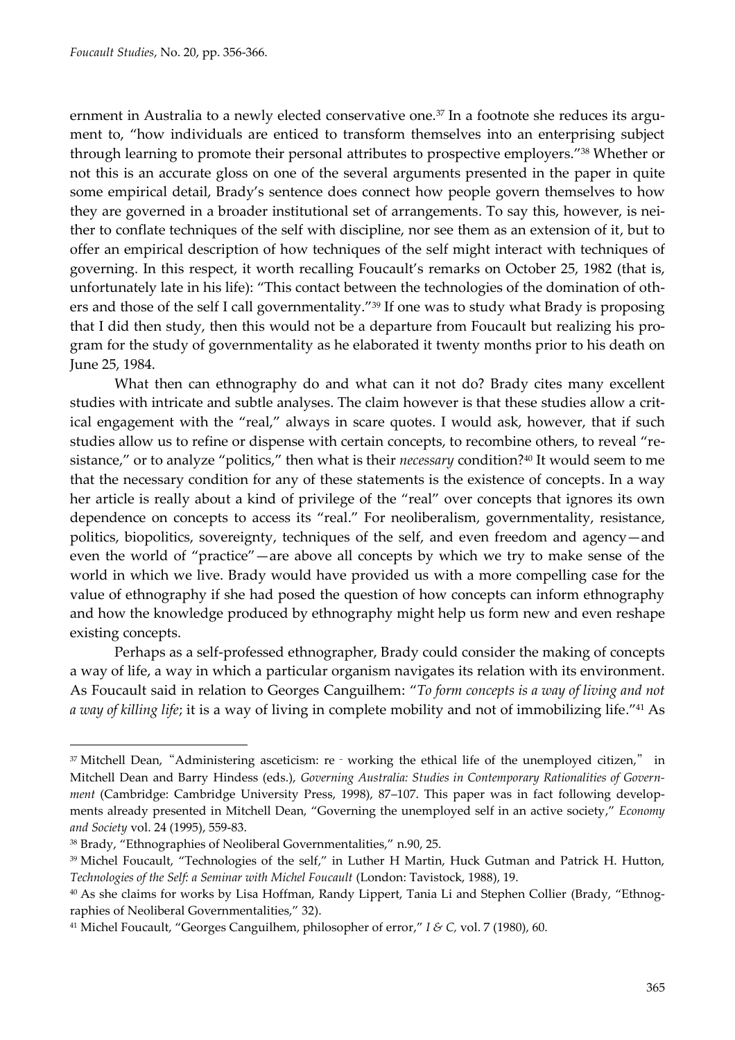ernment in Australia to a newly elected conservative one.[37] In a footnote she reduces its argument to, "how individuals are enticed to transform themselves into an enterprising subject through learning to promote their personal attributes to prospective employers."[38] Whether or not this is an accurate gloss on one of the several arguments presented in the paper in quite some empirical detail, Brady's sentence does connect how people govern themselves to how they are governed in a broader institutional set of arrangements. To say this, however, is neither to conflate techniques of the self with discipline, nor see them as an extension of it, but to offer an empirical description of how techniques of the self might interact with techniques of governing. In this respect, it worth recalling Foucault's remarks on October 25, 1982 (that is, unfortunately late in his life): "This contact between the technologies of the domination of others and those of the self I call governmentality."[39] If one was to study what Brady is proposing that I did then study, then this would not be a departure from Foucault but realizing his program for the study of governmentality as he elaborated it twenty months prior to his death on June 25, 1984.

What then can ethnography do and what can it not do? Brady cites many excellent studies with intricate and subtle analyses. The claim however is that these studies allow a critical engagement with the "real," always in scare quotes. I would ask, however, that if such studies allow us to refine or dispense with certain concepts, to recombine others, to reveal "resistance," or to analyze "politics," then what is their *necessary* condition?[40] It would seem to me that the necessary condition for any of these statements is the existence of concepts. In a way her article is really about a kind of privilege of the "real" over concepts that ignores its own dependence on concepts to access its "real." For neoliberalism, governmentality, resistance, politics, biopolitics, sovereignty, techniques of the self, and even freedom and agency—and even the world of "practice"—are above all concepts by which we try to make sense of the world in which we live. Brady would have provided us with a more compelling case for the value of ethnography if she had posed the question of how concepts can inform ethnography and how the knowledge produced by ethnography might help us form new and even reshape existing concepts.

Perhaps as a self-professed ethnographer, Brady could consider the making of concepts a way of life, a way in which a particular organism navigates its relation with its environment. As Foucault said in relation to Georges Canguilhem: "*To form concepts is a way of living and not a way of killing life*; it is a way of living in complete mobility and not of immobilizing life."[41] As

---

[37] Mitchell Dean, "Administering asceticism: re‐working the ethical life of the unemployed citizen," in Mitchell Dean and Barry Hindess (eds.), *Governing Australia: Studies in Contemporary Rationalities of Government* (Cambridge: Cambridge University Press, 1998), 87–107. This paper was in fact following developments already presented in Mitchell Dean, "Governing the unemployed self in an active society," *Economy and Society* vol. 24 (1995), 559-83.

[38] Brady, "Ethnographies of Neoliberal Governmentalities," n.90, 25.

[39] Michel Foucault, "Technologies of the self," in Luther H Martin, Huck Gutman and Patrick H. Hutton, *Technologies of the Self: a Seminar with Michel Foucault* (London: Tavistock, 1988), 19.

[40] As she claims for works by Lisa Hoffman, Randy Lippert, Tania Li and Stephen Collier (Brady, "Ethnographies of Neoliberal Governmentalities," 32).

[41] Michel Foucault, "Georges Canguilhem, philosopher of error," *I & C,* vol. 7 (1980), 60.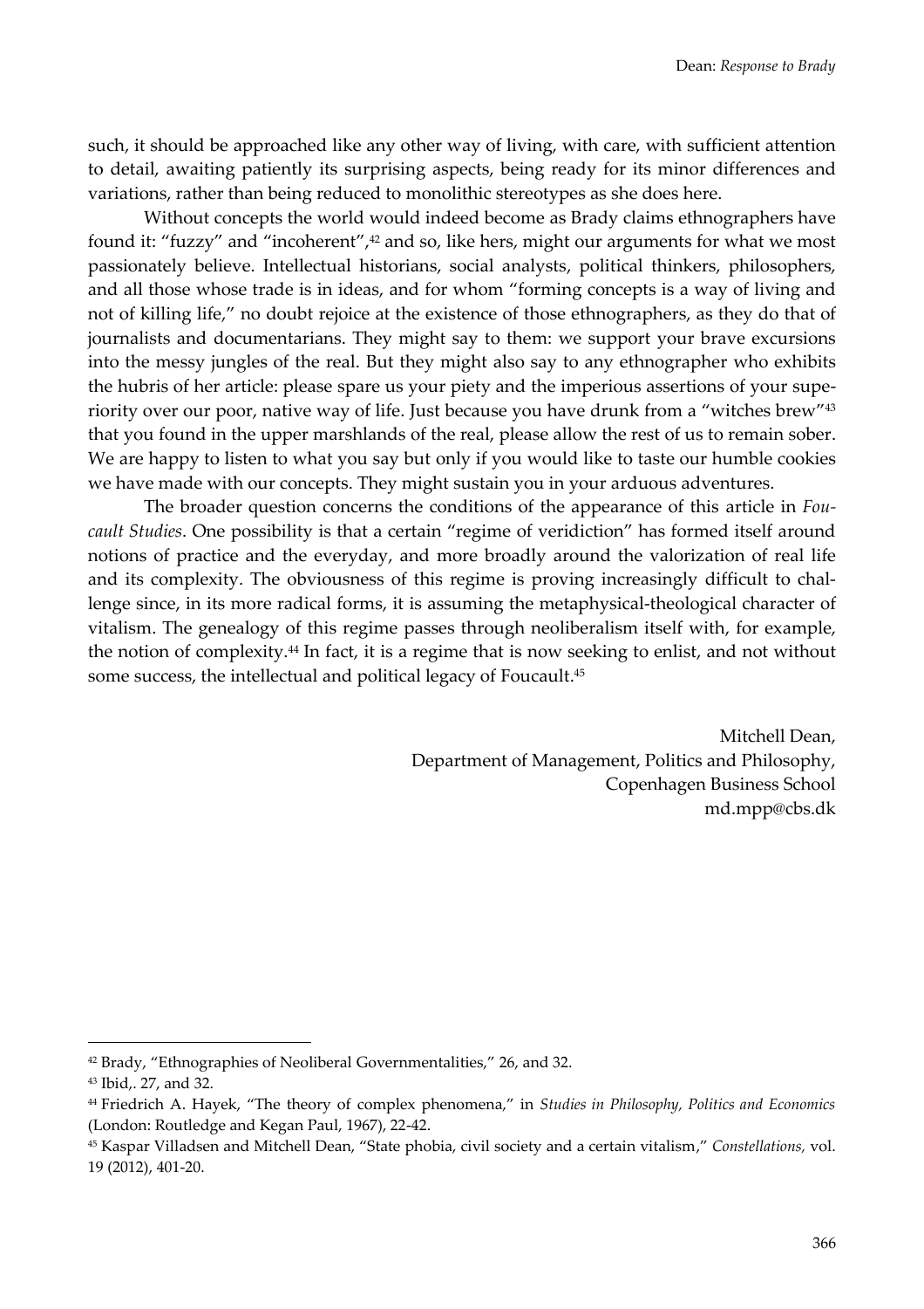such, it should be approached like any other way of living, with care, with sufficient attention to detail, awaiting patiently its surprising aspects, being ready for its minor differences and variations, rather than being reduced to monolithic stereotypes as she does here.

Without concepts the world would indeed become as Brady claims ethnographers have found it: "fuzzy" and "incoherent",[42] and so, like hers, might our arguments for what we most passionately believe. Intellectual historians, social analysts, political thinkers, philosophers, and all those whose trade is in ideas, and for whom "forming concepts is a way of living and not of killing life," no doubt rejoice at the existence of those ethnographers, as they do that of journalists and documentarians. They might say to them: we support your brave excursions into the messy jungles of the real. But they might also say to any ethnographer who exhibits the hubris of her article: please spare us your piety and the imperious assertions of your superiority over our poor, native way of life. Just because you have drunk from a "witches brew"[43] that you found in the upper marshlands of the real, please allow the rest of us to remain sober. We are happy to listen to what you say but only if you would like to taste our humble cookies we have made with our concepts. They might sustain you in your arduous adventures.

The broader question concerns the conditions of the appearance of this article in *Foucault Studies*. One possibility is that a certain "regime of veridiction" has formed itself around notions of practice and the everyday, and more broadly around the valorization of real life and its complexity. The obviousness of this regime is proving increasingly difficult to challenge since, in its more radical forms, it is assuming the metaphysical-theological character of vitalism. The genealogy of this regime passes through neoliberalism itself with, for example, the notion of complexity.[44] In fact, it is a regime that is now seeking to enlist, and not without some success, the intellectual and political legacy of Foucault.[45]

Mitchell Dean,
Department of Management, Politics and Philosophy,
Copenhagen Business School
md.mpp@cbs.dk

---

[42] Brady, "Ethnographies of Neoliberal Governmentalities," 26, and 32.

[43] Ibid,. 27, and 32.

[44] Friedrich A. Hayek, "The theory of complex phenomena," in *Studies in Philosophy, Politics and Economics* (London: Routledge and Kegan Paul, 1967), 22-42.

[45] Kaspar Villadsen and Mitchell Dean, "State phobia, civil society and a certain vitalism," *Constellations,* vol. 19 (2012), 401-20.